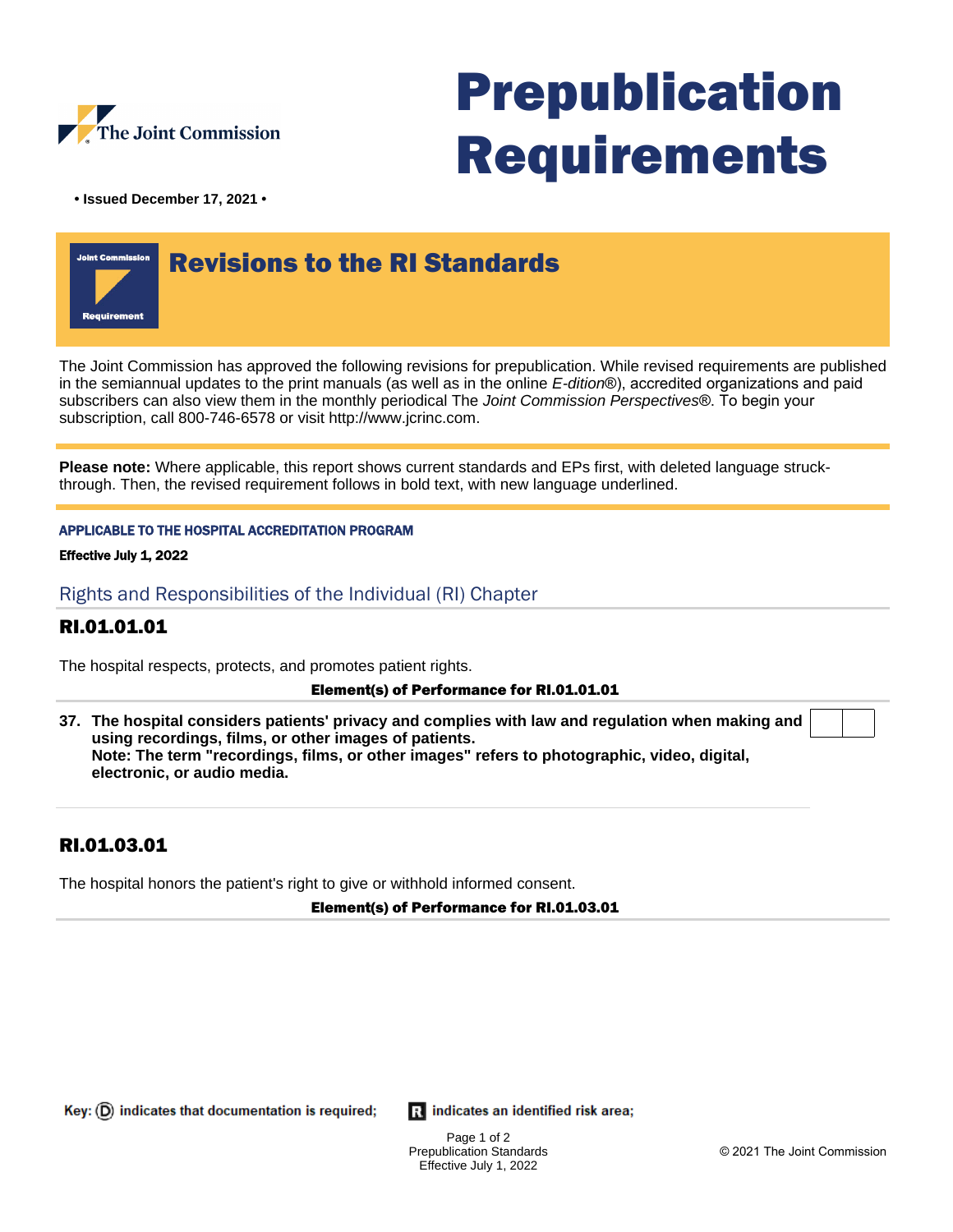The Joint Commission

# Prepublication Requirements

**• Issued December 17, 2021 •**

## Revisions to the RI Standards

The Joint Commission has approved the following revisions for prepublication. While revised requirements are published in the semiannual updates to the print manuals (as well as in the online *E-dition*®), accredited organizations and paid subscribers can also view them in the monthly periodical The *Joint Commission Perspectives*®. To begin your subscription, call 800-746-6578 or visit http://www.jcrinc.com.

**Please note:** Where applicable, this report shows current standards and EPs first, with deleted language struck-through. Then, the revised requirement follows in bold text, with new language underlined.

**APPLICABLE TO THE HOSPITAL ACCREDITATION PROGRAM**

**Effective July 1, 2022**

### Rights and Responsibilities of the Individual (RI) Chapter

### RI.01.01.01

The hospital respects, protects, and promotes patient rights.

**Element(s) of Performance for RI.01.01.01**

**37. The hospital considers patients' privacy and complies with law and regulation when making and using recordings, films, or other images of patients.**
**Note: The term "recordings, films, or other images" refers to photographic, video, digital, electronic, or audio media.**

### RI.01.03.01

The hospital honors the patient's right to give or withhold informed consent.

**Element(s) of Performance for RI.01.03.01**

Key: (D) indicates that documentation is required; [R] indicates an identified risk area;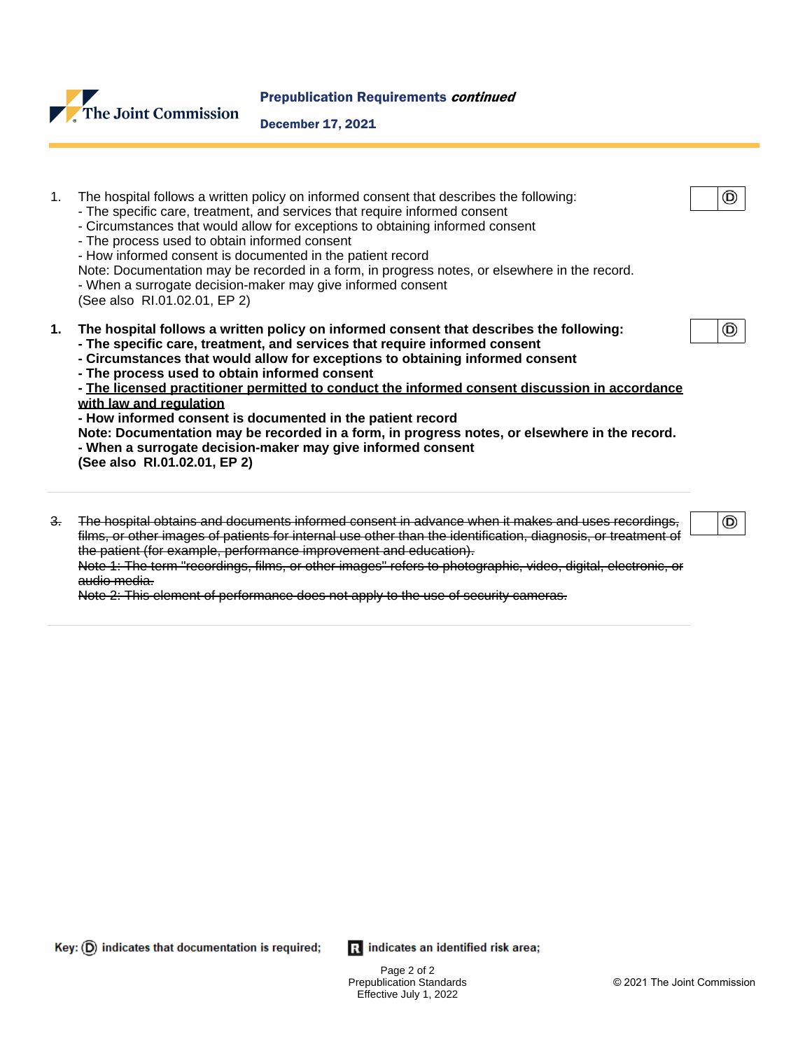1. The hospital follows a written policy on informed consent that describes the following:
   - The specific care, treatment, and services that require informed consent
   - Circumstances that would allow for exceptions to obtaining informed consent
   - The process used to obtain informed consent
   - How informed consent is documented in the patient record

   Note: Documentation may be recorded in a form, in progress notes, or elsewhere in the record.
   - When a surrogate decision-maker may give informed consent

   (See also RI.01.02.01, EP 2)

   Ⓓ

**1. The hospital follows a written policy on informed consent that describes the following:**
**- The specific care, treatment, and services that require informed consent**
**- Circumstances that would allow for exceptions to obtaining informed consent**
**- The process used to obtain informed consent**
**- <u>The licensed practitioner permitted to conduct the informed consent discussion in accordance with law and regulation</u>**
**- How informed consent is documented in the patient record**
**Note: Documentation may be recorded in a form, in progress notes, or elsewhere in the record.**
**- When a surrogate decision-maker may give informed consent**
**(See also RI.01.02.01, EP 2)**

Ⓓ

---

~~3. The hospital obtains and documents informed consent in advance when it makes and uses recordings, films, or other images of patients for internal use other than the identification, diagnosis, or treatment of the patient (for example, performance improvement and education).~~
~~Note 1: The term "recordings, films, or other images" refers to photographic, video, digital, electronic, or audio media.~~
~~Note 2: This element of performance does not apply to the use of security cameras.~~

Ⓓ

---

Key: Ⓓ indicates that documentation is required; **R** indicates an identified risk area;